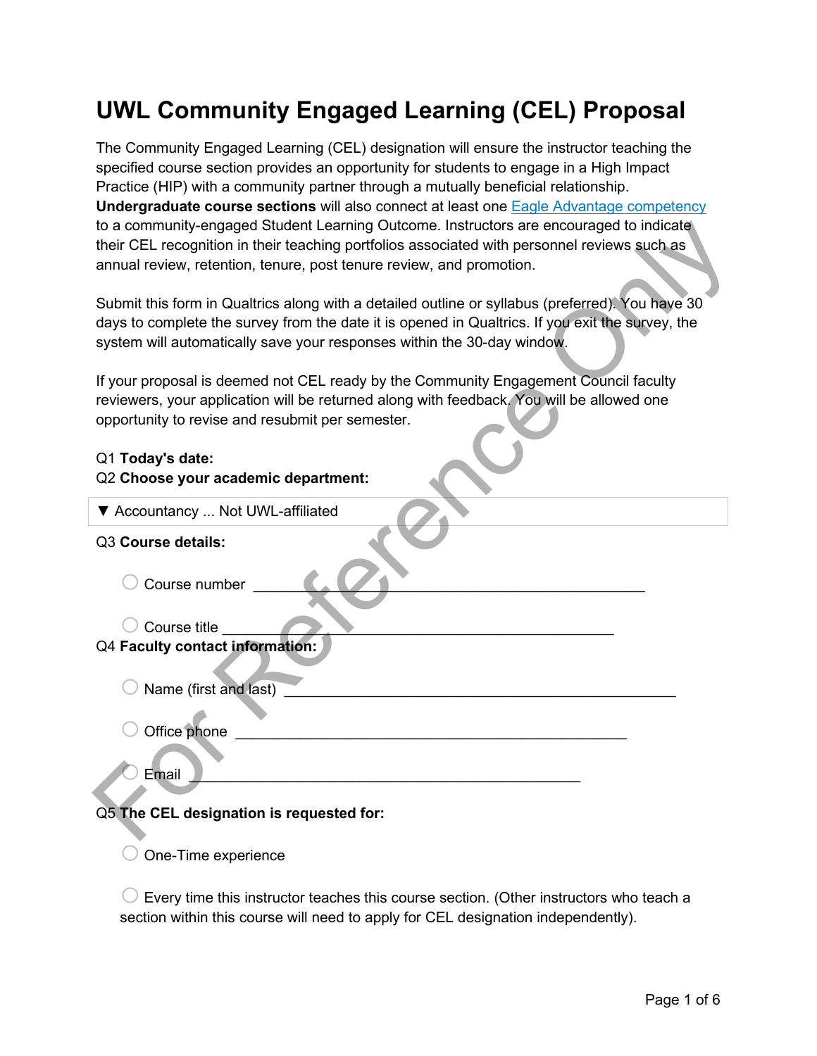# UWL Community Engaged Learning (CEL) Proposal

The Community Engaged Learning (CEL) designation will ensure the instructor teaching the specified course section provides an opportunity for students to engage in a High Impact Practice (HIP) with a community partner through a mutually beneficial relationship. **Undergraduate course sections** will also connect at least one Eagle Advantage competency to a community-engaged Student Learning Outcome. Instructors are encouraged to indicate their CEL recognition in their teaching portfolios associated with personnel reviews such as annual review, retention, tenure, post tenure review, and promotion.

Submit this form in Qualtrics along with a detailed outline or syllabus (preferred). You have 30 days to complete the survey from the date it is opened in Qualtrics. If you exit the survey, the system will automatically save your responses within the 30-day window.

If your proposal is deemed not CEL ready by the Community Engagement Council faculty reviewers, your application will be returned along with feedback. You will be allowed one opportunity to revise and resubmit per semester.

Q1 **Today's date:**

Q2 **Choose your academic department:**

▼ Accountancy ... Not UWL-affiliated

Q3 **Course details:**

- ○ Course number ________________________________________________
- ○ Course title ________________________________________________

Q4 **Faculty contact information:**

- ○ Name (first and last) ________________________________________________
- ○ Office phone ________________________________________________
- ○ Email ________________________________________________

Q5 **The CEL designation is requested for:**

- ○ One-Time experience
- ○ Every time this instructor teaches this course section. (Other instructors who teach a section within this course will need to apply for CEL designation independently).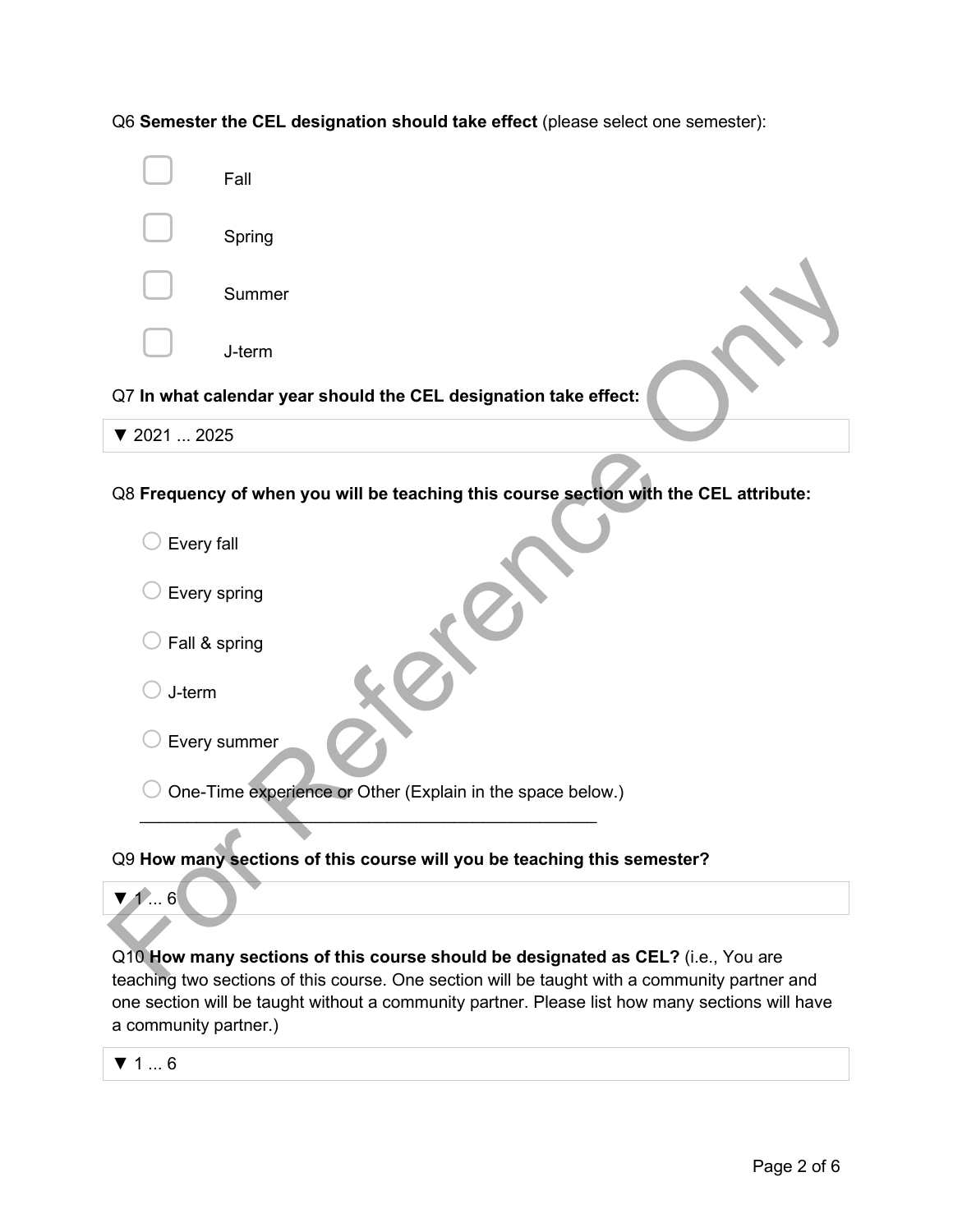Q6 **Semester the CEL designation should take effect** (please select one semester):

- [ ] Fall
- [ ] Spring
- [ ] Summer
- [ ] J-term

Q7 **In what calendar year should the CEL designation take effect:**

▼ 2021 ... 2025

Q8 **Frequency of when you will be teaching this course section with the CEL attribute:**

- ○ Every fall
- ○ Every spring
- ○ Fall & spring
- ○ J-term
- ○ Every summer
- ○ One-Time experience or Other (Explain in the space below.)

________________________________________________

Q9 **How many sections of this course will you be teaching this semester?**

▼ 1 ... 6

Q10 **How many sections of this course should be designated as CEL?** (i.e., You are teaching two sections of this course. One section will be taught with a community partner and one section will be taught without a community partner. Please list how many sections will have a community partner.)

▼ 1 ... 6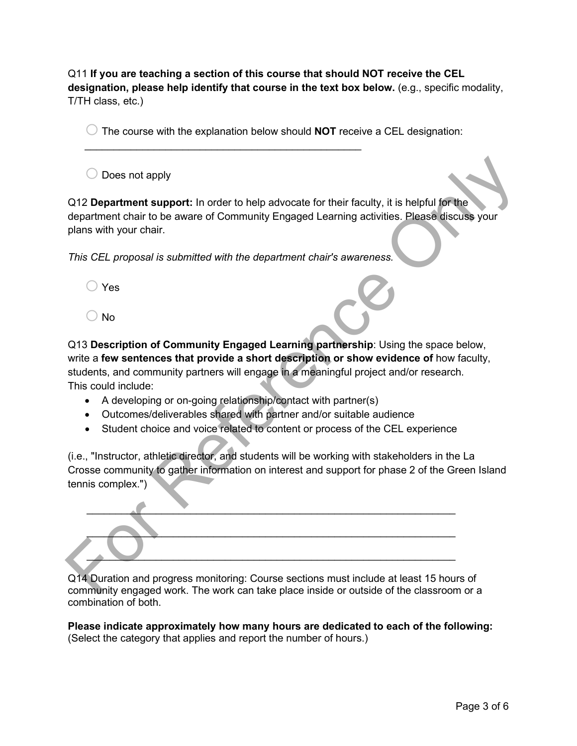Q11 **If you are teaching a section of this course that should NOT receive the CEL designation, please help identify that course in the text box below.** (e.g., specific modality, T/TH class, etc.)

○ The course with the explanation below should **NOT** receive a CEL designation: ________________________________________________

○ Does not apply

Q12 **Department support:** In order to help advocate for their faculty, it is helpful for the department chair to be aware of Community Engaged Learning activities. Please discuss your plans with your chair.

*This CEL proposal is submitted with the department chair's awareness.*

○ Yes

○ No

Q13 **Description of Community Engaged Learning partnership**: Using the space below, write a **few sentences that provide a short description or show evidence of** how faculty, students, and community partners will engage in a meaningful project and/or research. This could include:

- A developing or on-going relationship/contact with partner(s)
- Outcomes/deliverables shared with partner and/or suitable audience
- Student choice and voice related to content or process of the CEL experience

(i.e., "Instructor, athletic director, and students will be working with stakeholders in the La Crosse community to gather information on interest and support for phase 2 of the Green Island tennis complex.")

________________________________________________________________

________________________________________________________________

________________________________________________________________

Q14 Duration and progress monitoring: Course sections must include at least 15 hours of community engaged work. The work can take place inside or outside of the classroom or a combination of both.

**Please indicate approximately how many hours are dedicated to each of the following:** (Select the category that applies and report the number of hours.)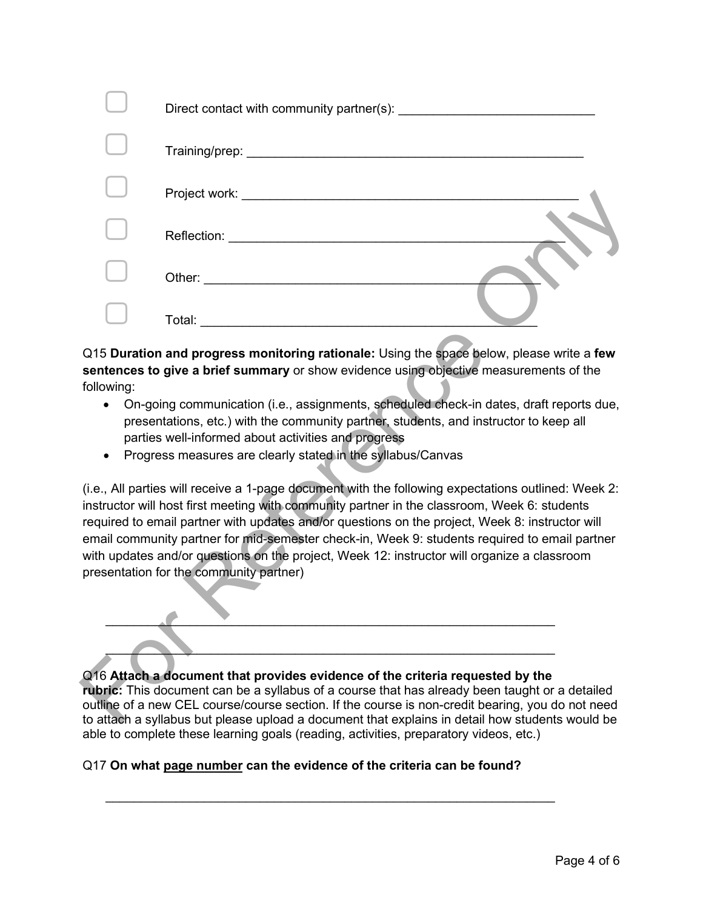- [ ] Direct contact with community partner(s): ____________________________
- [ ] Training/prep: __________________________________________________
- [ ] Project work: __________________________________________________
- [ ] Reflection: __________________________________________________
- [ ] Other: __________________________________________________
- [ ] Total: __________________________________________________

Q15 **Duration and progress monitoring rationale:** Using the space below, please write a **few sentences to give a brief summary** or show evidence using objective measurements of the following:

- On-going communication (i.e., assignments, scheduled check-in dates, draft reports due, presentations, etc.) with the community partner, students, and instructor to keep all parties well-informed about activities and progress
- Progress measures are clearly stated in the syllabus/Canvas

(i.e., All parties will receive a 1-page document with the following expectations outlined: Week 2: instructor will host first meeting with community partner in the classroom, Week 6: students required to email partner with updates and/or questions on the project, Week 8: instructor will email community partner for mid-semester check-in, Week 9: students required to email partner with updates and/or questions on the project, Week 12: instructor will organize a classroom presentation for the community partner)

________________________________________________________________

________________________________________________________________

Q16 **Attach a document that provides evidence of the criteria requested by the rubric:** This document can be a syllabus of a course that has already been taught or a detailed outline of a new CEL course/course section. If the course is non-credit bearing, you do not need to attach a syllabus but please upload a document that explains in detail how students would be able to complete these learning goals (reading, activities, preparatory videos, etc.)

Q17 **On what <u>page number</u> can the evidence of the criteria can be found?**

________________________________________________________________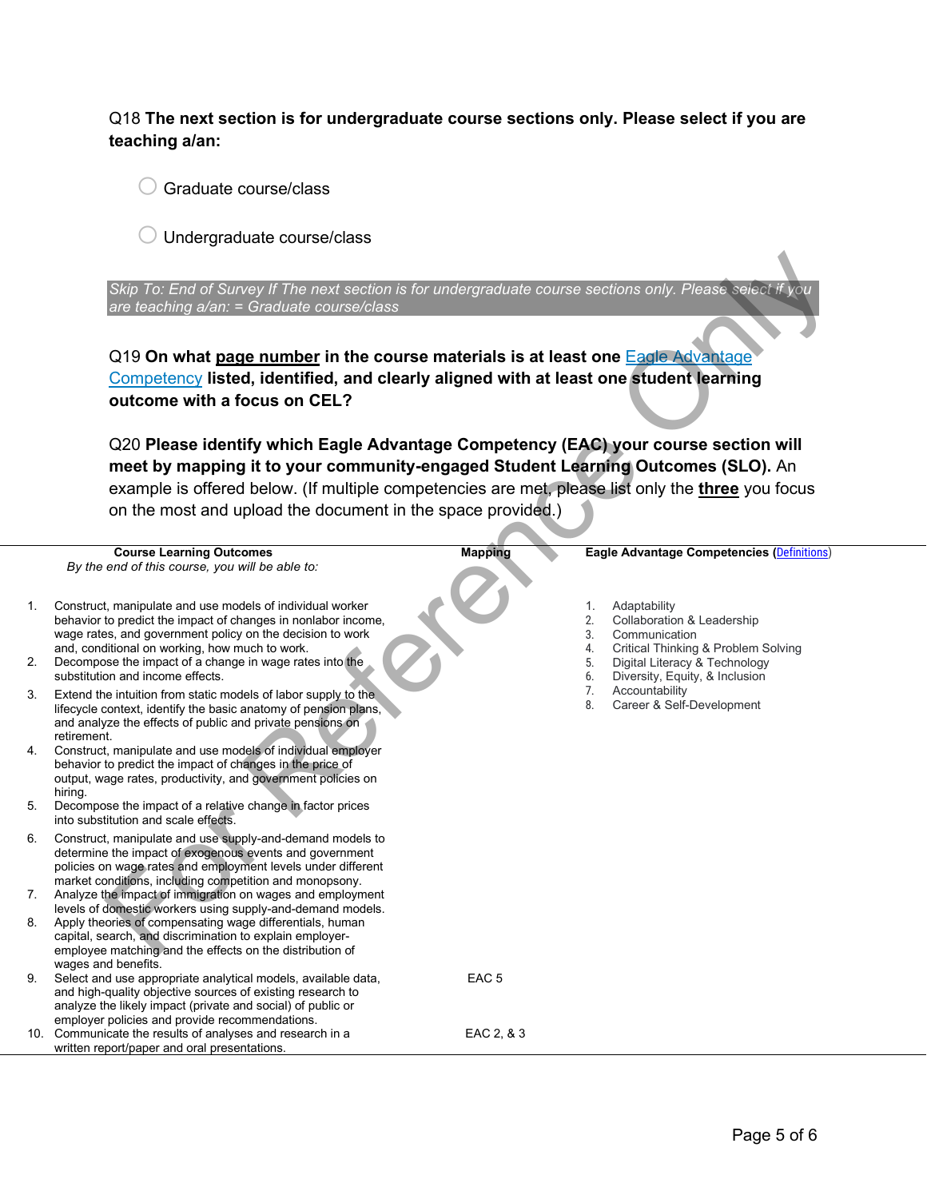Q18 **The next section is for undergraduate course sections only. Please select if you are teaching a/an:**

◯ Graduate course/class

◯ Undergraduate course/class

*Skip To: End of Survey If The next section is for undergraduate course sections only. Please select if you are teaching a/an: = Graduate course/class*

Q19 **On what page number in the course materials is at least one Eagle Advantage Competency listed, identified, and clearly aligned with at least one student learning outcome with a focus on CEL?**

Q20 **Please identify which Eagle Advantage Competency (EAC) your course section will meet by mapping it to your community-engaged Student Learning Outcomes (SLO).** An example is offered below. (If multiple competencies are met, please list only the **three** you focus on the most and upload the document in the space provided.)

| **Course Learning Outcomes**<br>*By the end of this course, you will be able to:* | **Mapping** | **Eagle Advantage Competencies (Definitions)** |
|---|---|---|
| 1. Construct, manipulate and use models of individual worker behavior to predict the impact of changes in nonlabor income, wage rates, and government policy on the decision to work and, conditional on working, how much to work. | | 1. Adaptability |
| 2. Decompose the impact of a change in wage rates into the substitution and income effects. | | 2. Collaboration & Leadership |
| 3. Extend the intuition from static models of labor supply to the lifecycle context, identify the basic anatomy of pension plans, and analyze the effects of public and private pensions on retirement. | | 3. Communication |
| 4. Construct, manipulate and use models of individual employer behavior to predict the impact of changes in the price of output, wage rates, productivity, and government policies on hiring. | | 4. Critical Thinking & Problem Solving |
| 5. Decompose the impact of a relative change in factor prices into substitution and scale effects. | | 5. Digital Literacy & Technology |
| 6. Construct, manipulate and use supply-and-demand models to determine the impact of exogenous events and government policies on wage rates and employment levels under different market conditions, including competition and monopsony. | | 6. Diversity, Equity, & Inclusion |
| 7. Analyze the impact of immigration on wages and employment levels of domestic workers using supply-and-demand models. | | 7. Accountability |
| 8. Apply theories of compensating wage differentials, human capital, search, and discrimination to explain employer-employee matching and the effects on the distribution of wages and benefits. | | 8. Career & Self-Development |
| 9. Select and use appropriate analytical models, available data, and high-quality objective sources of existing research to analyze the likely impact (private and social) of public or employer policies and provide recommendations. | EAC 5 | |
| 10. Communicate the results of analyses and research in a written report/paper and oral presentations. | EAC 2, & 3 | |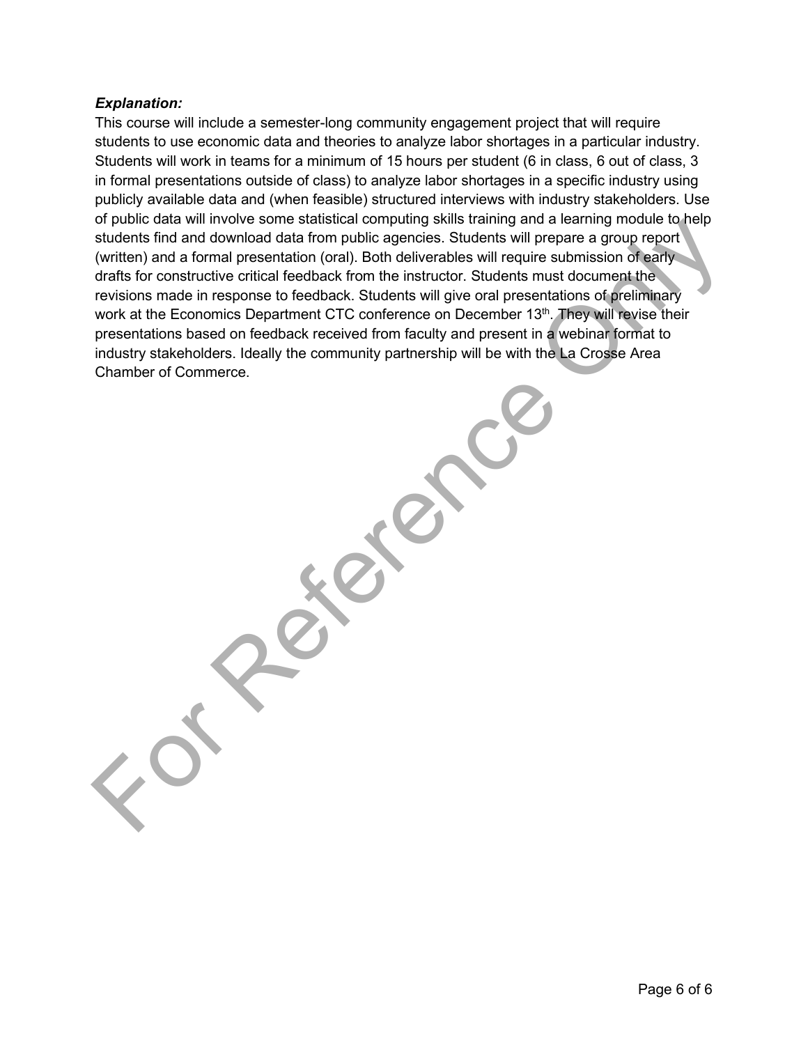***Explanation:***

This course will include a semester-long community engagement project that will require students to use economic data and theories to analyze labor shortages in a particular industry. Students will work in teams for a minimum of 15 hours per student (6 in class, 6 out of class, 3 in formal presentations outside of class) to analyze labor shortages in a specific industry using publicly available data and (when feasible) structured interviews with industry stakeholders. Use of public data will involve some statistical computing skills training and a learning module to help students find and download data from public agencies. Students will prepare a group report (written) and a formal presentation (oral). Both deliverables will require submission of early drafts for constructive critical feedback from the instructor. Students must document the revisions made in response to feedback. Students will give oral presentations of preliminary work at the Economics Department CTC conference on December 13th. They will revise their presentations based on feedback received from faculty and present in a webinar format to industry stakeholders. Ideally the community partnership will be with the La Crosse Area Chamber of Commerce.